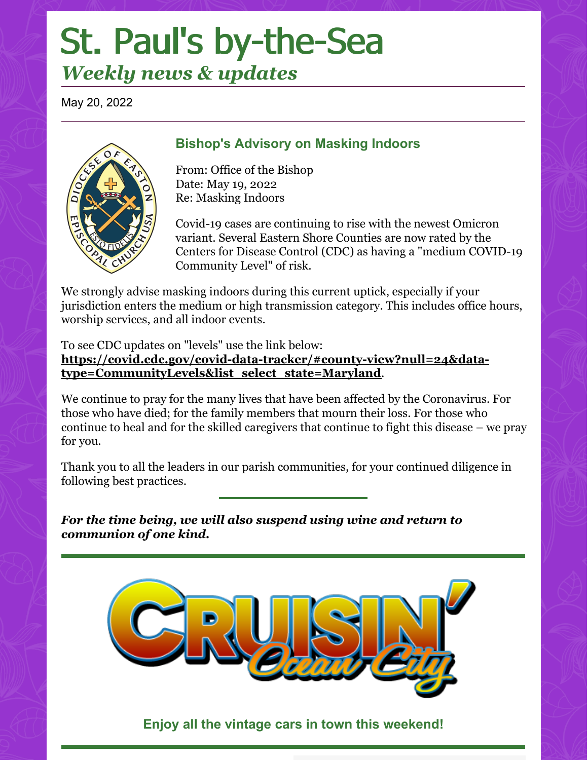# St. Paul's by-the-Sea

## *Weekly news & updates*

May 20, 2022

---

### Bishop's Advisory on Masking Indoors

From: Office of the Bishop
Date: May 19, 2022
Re: Masking Indoors

Covid-19 cases are continuing to rise with the newest Omicron variant. Several Eastern Shore Counties are now rated by the Centers for Disease Control (CDC) as having a "medium COVID-19 Community Level" of risk.

We strongly advise masking indoors during this current uptick, especially if your jurisdiction enters the medium or high transmission category. This includes office hours, worship services, and all indoor events.

To see CDC updates on "levels" use the link below:
**https://covid.cdc.gov/covid-data-tracker/#county-view?null=24&data-type=CommunityLevels&list_select_state=Maryland**.

We continue to pray for the many lives that have been affected by the Coronavirus. For those who have died; for the family members that mourn their loss. For those who continue to heal and for the skilled caregivers that continue to fight this disease – we pray for you.

Thank you to all the leaders in our parish communities, for your continued diligence in following best practices.

***For the time being, we will also suspend using wine and return to communion of one kind.***

---

CRUISIN' Ocean City

### Enjoy all the vintage cars in town this weekend!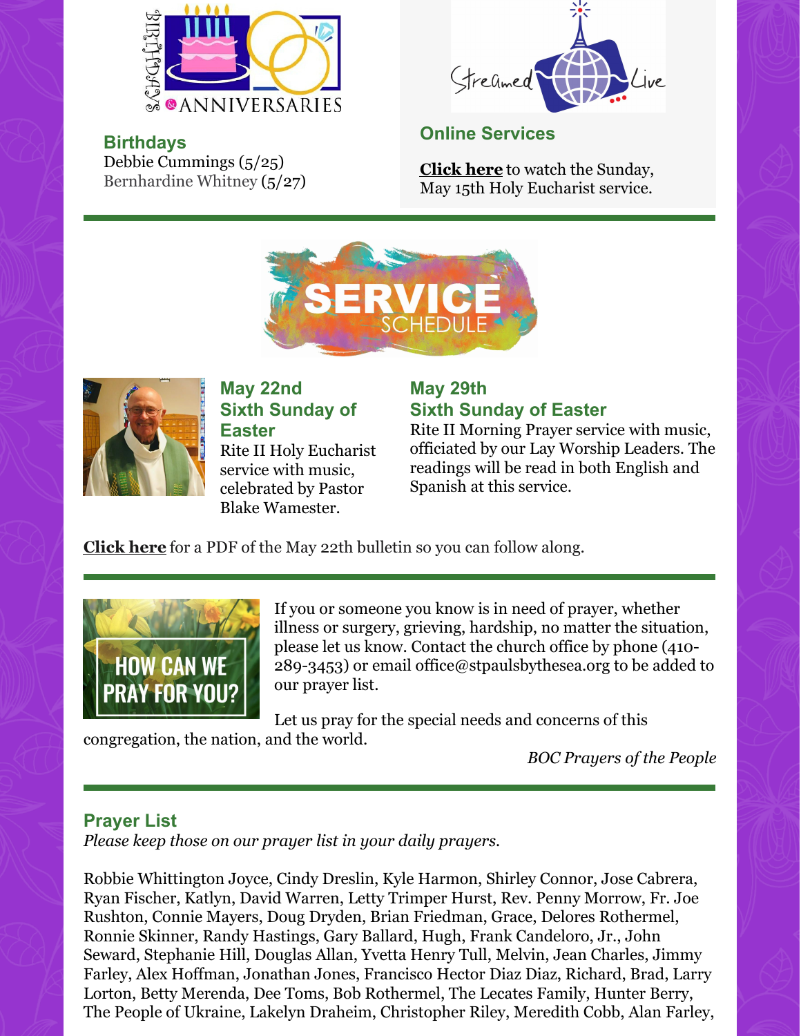## Birthdays

Debbie Cummings (5/25)
Bernhardine Whitney (5/27)

## Online Services

**Click here** to watch the Sunday, May 15th Holy Eucharist service.

### May 22nd
### Sixth Sunday of Easter

Rite II Holy Eucharist service with music, celebrated by Pastor Blake Wamester.

### May 29th
### Sixth Sunday of Easter

Rite II Morning Prayer service with music, officiated by our Lay Worship Leaders. The readings will be read in both English and Spanish at this service.

**Click here** for a PDF of the May 22th bulletin so you can follow along.

If you or someone you know is in need of prayer, whether illness or surgery, grieving, hardship, no matter the situation, please let us know. Contact the church office by phone (410-289-3453) or email office@stpaulsbythesea.org to be added to our prayer list.

Let us pray for the special needs and concerns of this congregation, the nation, and the world.

*BOC Prayers of the People*

## Prayer List

*Please keep those on our prayer list in your daily prayers.*

Robbie Whittington Joyce, Cindy Dreslin, Kyle Harmon, Shirley Connor, Jose Cabrera, Ryan Fischer, Katlyn, David Warren, Letty Trimper Hurst, Rev. Penny Morrow, Fr. Joe Rushton, Connie Mayers, Doug Dryden, Brian Friedman, Grace, Delores Rothermel, Ronnie Skinner, Randy Hastings, Gary Ballard, Hugh, Frank Candeloro, Jr., John Seward, Stephanie Hill, Douglas Allan, Yvetta Henry Tull, Melvin, Jean Charles, Jimmy Farley, Alex Hoffman, Jonathan Jones, Francisco Hector Diaz Diaz, Richard, Brad, Larry Lorton, Betty Merenda, Dee Toms, Bob Rothermel, The Lecates Family, Hunter Berry, The People of Ukraine, Lakelyn Draheim, Christopher Riley, Meredith Cobb, Alan Farley,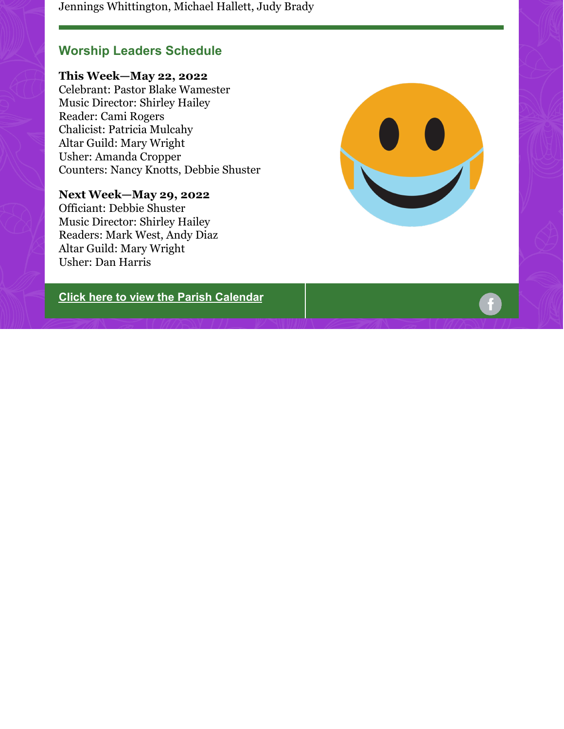Jennings Whittington, Michael Hallett, Judy Brady

## Worship Leaders Schedule

**This Week—May 22, 2022**
Celebrant: Pastor Blake Wamester
Music Director: Shirley Hailey
Reader: Cami Rogers
Chalicist: Patricia Mulcahy
Altar Guild: Mary Wright
Usher: Amanda Cropper
Counters: Nancy Knotts, Debbie Shuster

**Next Week—May 29, 2022**
Officiant: Debbie Shuster
Music Director: Shirley Hailey
Readers: Mark West, Andy Diaz
Altar Guild: Mary Wright
Usher: Dan Harris

**Click here to view the Parish Calendar**